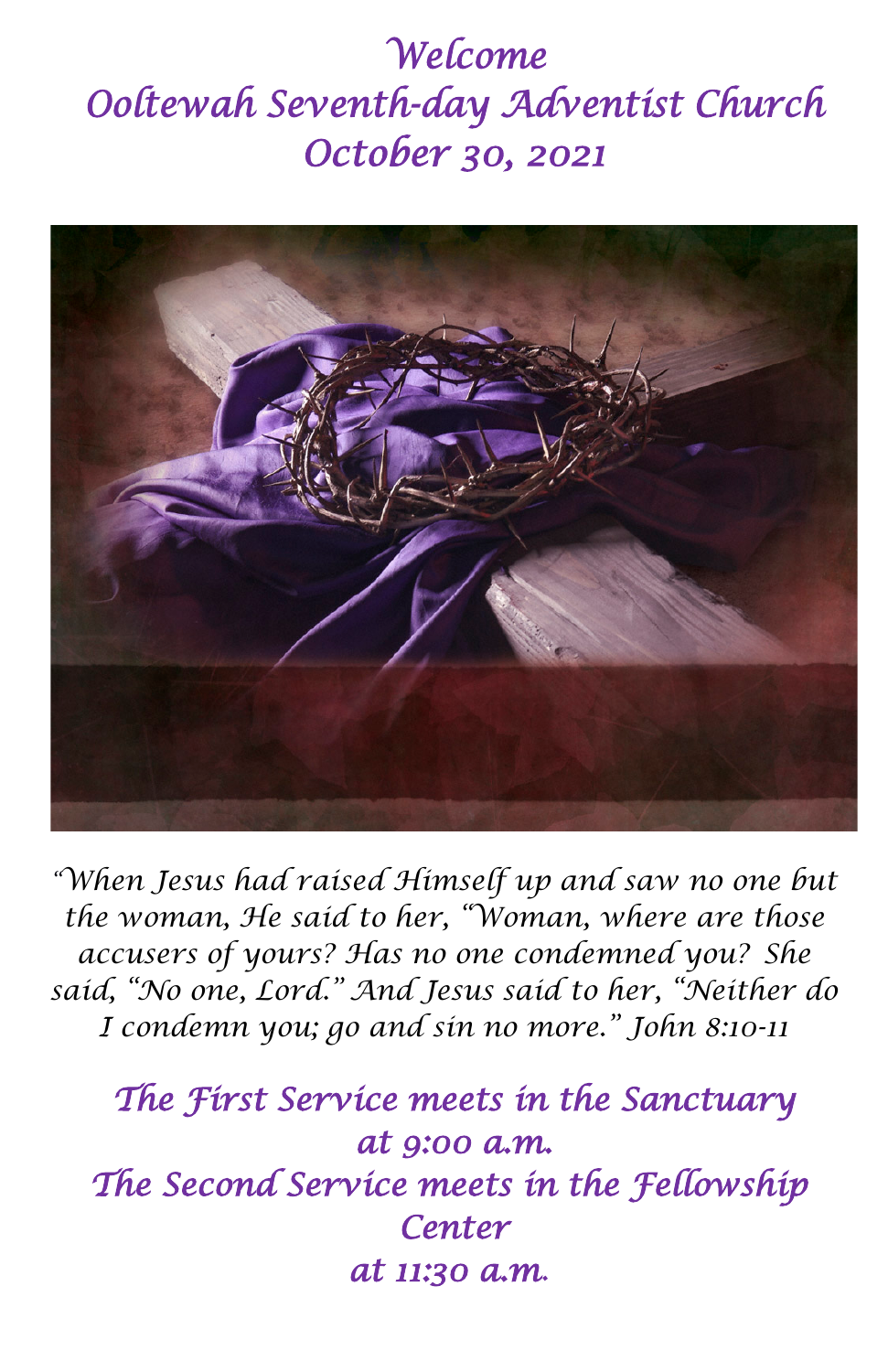# Welcome
# Ooltewah Seventh-day Adventist Church
# October 30, 2021

*"When Jesus had raised Himself up and saw no one but the woman, He said to her, "Woman, where are those accusers of yours? Has no one condemned you? She said, "No one, Lord." And Jesus said to her, "Neither do I condemn you; go and sin no more." John 8:10-11*

*The First Service meets in the Sanctuary at 9:00 a.m.*
*The Second Service meets in the Fellowship Center at 11:30 a.m.*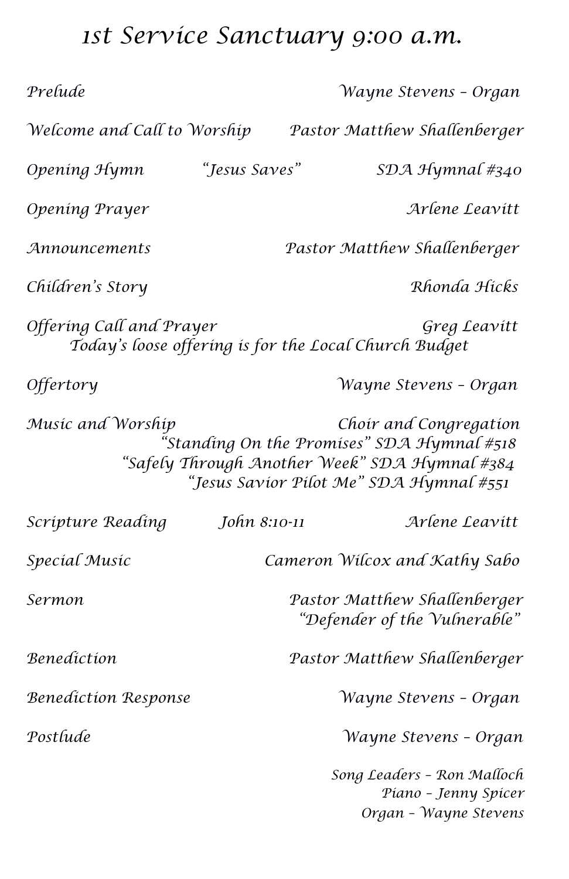# 1st Service Sanctuary 9:00 a.m.

Prelude — Wayne Stevens – Organ

Welcome and Call to Worship — Pastor Matthew Shallenberger

Opening Hymn — "Jesus Saves" — SDA Hymnal #340

Opening Prayer — Arlene Leavitt

Announcements — Pastor Matthew Shallenberger

Children's Story — Rhonda Hicks

Offering Call and Prayer — Greg Leavitt

Today's loose offering is for the Local Church Budget

Offertory — Wayne Stevens – Organ

Music and Worship — Choir and Congregation

"Standing On the Promises" SDA Hymnal #518

"Safely Through Another Week" SDA Hymnal #384

"Jesus Savior Pilot Me" SDA Hymnal #551

Scripture Reading — John 8:10-11 — Arlene Leavitt

Special Music — Cameron Wilcox and Kathy Sabo

Sermon — Pastor Matthew Shallenberger

"Defender of the Vulnerable"

Benediction — Pastor Matthew Shallenberger

Benediction Response — Wayne Stevens – Organ

Postlude — Wayne Stevens – Organ

Song Leaders – Ron Malloch
Piano – Jenny Spicer
Organ – Wayne Stevens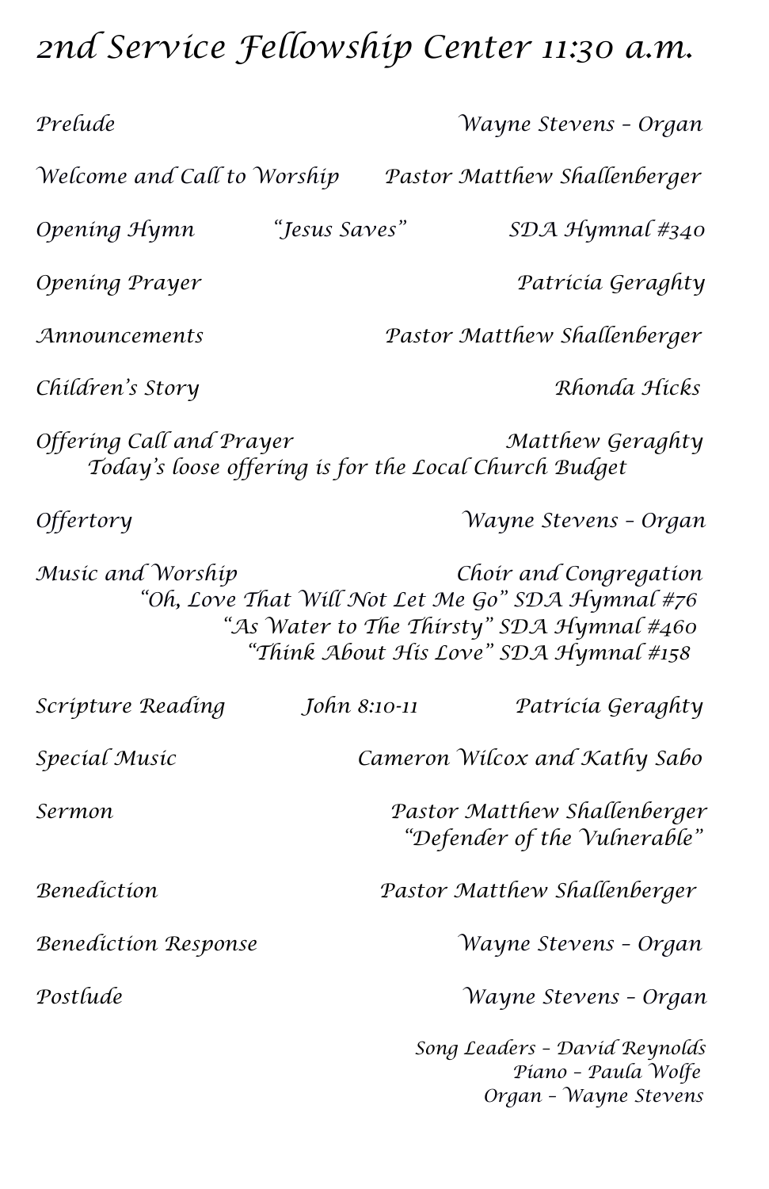# 2nd Service Fellowship Center 11:30 a.m.

Prelude — Wayne Stevens – Organ

Welcome and Call to Worship — Pastor Matthew Shallenberger

Opening Hymn — "Jesus Saves" — SDA Hymnal #340

Opening Prayer — Patricia Geraghty

Announcements — Pastor Matthew Shallenberger

Children's Story — Rhonda Hicks

Offering Call and Prayer — Matthew Geraghty

Today's loose offering is for the Local Church Budget

Offertory — Wayne Stevens – Organ

Music and Worship — Choir and Congregation

"Oh, Love That Will Not Let Me Go" SDA Hymnal #76

"As Water to The Thirsty" SDA Hymnal #460

"Think About His Love" SDA Hymnal #158

Scripture Reading — John 8:10-11 — Patricia Geraghty

Special Music — Cameron Wilcox and Kathy Sabo

Sermon — Pastor Matthew Shallenberger

"Defender of the Vulnerable"

Benediction — Pastor Matthew Shallenberger

Benediction Response — Wayne Stevens – Organ

Postlude — Wayne Stevens – Organ

Song Leaders – David Reynolds
Piano – Paula Wolfe
Organ – Wayne Stevens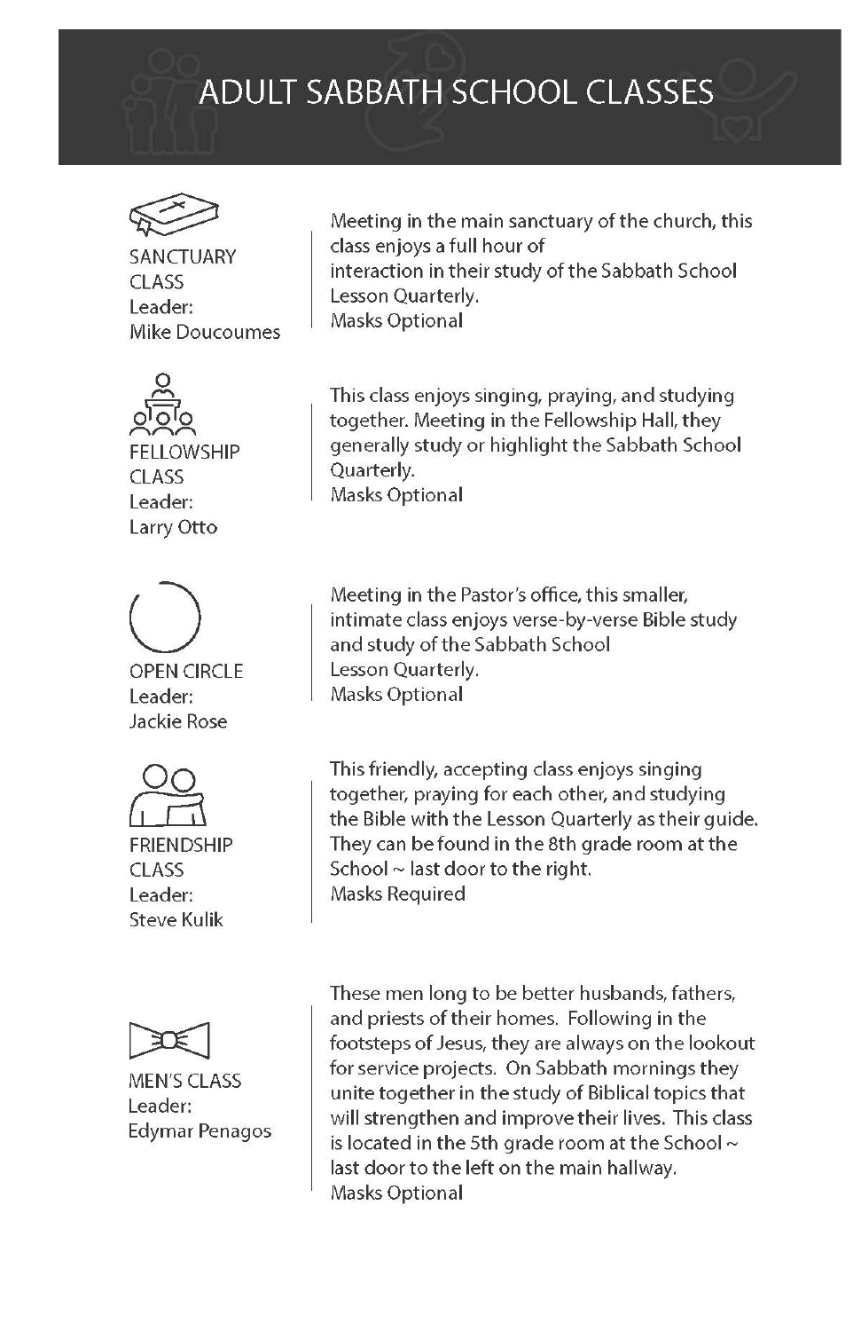# ADULT SABBATH SCHOOL CLASSES

**SANCTUARY CLASS**
Leader:
Mike Doucoumes

Meeting in the main sanctuary of the church, this class enjoys a full hour of interaction in their study of the Sabbath School Lesson Quarterly.
Masks Optional

**FELLOWSHIP CLASS**
Leader:
Larry Otto

This class enjoys singing, praying, and studying together. Meeting in the Fellowship Hall, they generally study or highlight the Sabbath School Quarterly.
Masks Optional

**OPEN CIRCLE**
Leader:
Jackie Rose

Meeting in the Pastor's office, this smaller, intimate class enjoys verse-by-verse Bible study and study of the Sabbath School Lesson Quarterly.
Masks Optional

**FRIENDSHIP CLASS**
Leader:
Steve Kulik

This friendly, accepting class enjoys singing together, praying for each other, and studying the Bible with the Lesson Quarterly as their guide. They can be found in the 8th grade room at the School ~ last door to the right.
Masks Required

**MEN'S CLASS**
Leader:
Edymar Penagos

These men long to be better husbands, fathers, and priests of their homes. Following in the footsteps of Jesus, they are always on the lookout for service projects. On Sabbath mornings they unite together in the study of Biblical topics that will strengthen and improve their lives. This class is located in the 5th grade room at the School ~ last door to the left on the main hallway.
Masks Optional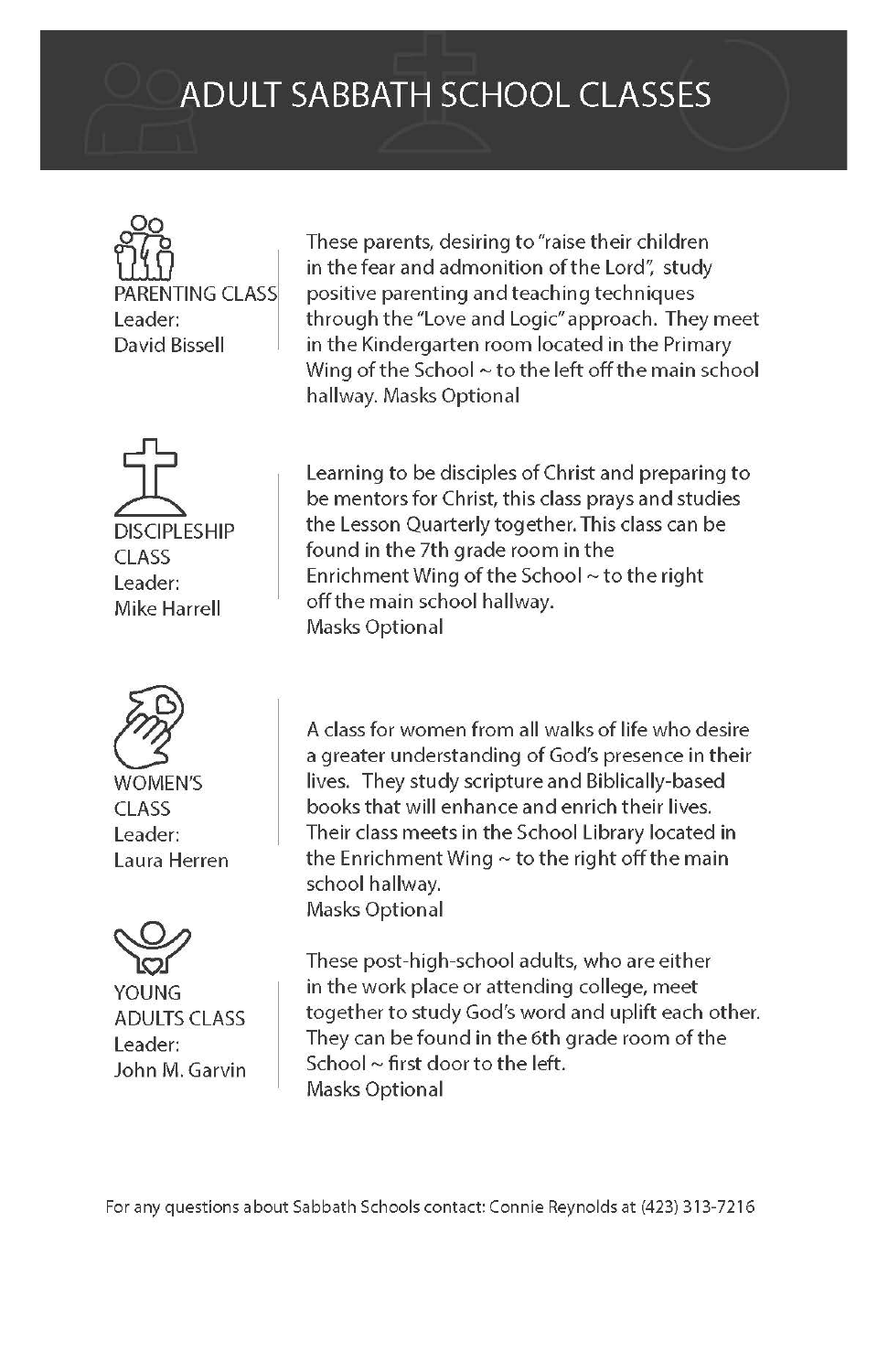# ADULT SABBATH SCHOOL CLASSES

**PARENTING CLASS**
Leader:
David Bissell

These parents, desiring to "raise their children in the fear and admonition of the Lord", study positive parenting and teaching techniques through the "Love and Logic" approach. They meet in the Kindergarten room located in the Primary Wing of the School ~ to the left off the main school hallway. Masks Optional

**DISCIPLESHIP CLASS**
Leader:
Mike Harrell

Learning to be disciples of Christ and preparing to be mentors for Christ, this class prays and studies the Lesson Quarterly together. This class can be found in the 7th grade room in the Enrichment Wing of the School ~ to the right off the main school hallway.
Masks Optional

**WOMEN'S CLASS**
Leader:
Laura Herren

A class for women from all walks of life who desire a greater understanding of God's presence in their lives. They study scripture and Biblically-based books that will enhance and enrich their lives. Their class meets in the School Library located in the Enrichment Wing ~ to the right off the main school hallway.
Masks Optional

**YOUNG ADULTS CLASS**
Leader:
John M. Garvin

These post-high-school adults, who are either in the work place or attending college, meet together to study God's word and uplift each other. They can be found in the 6th grade room of the School ~ first door to the left.
Masks Optional

For any questions about Sabbath Schools contact: Connie Reynolds at (423) 313-7216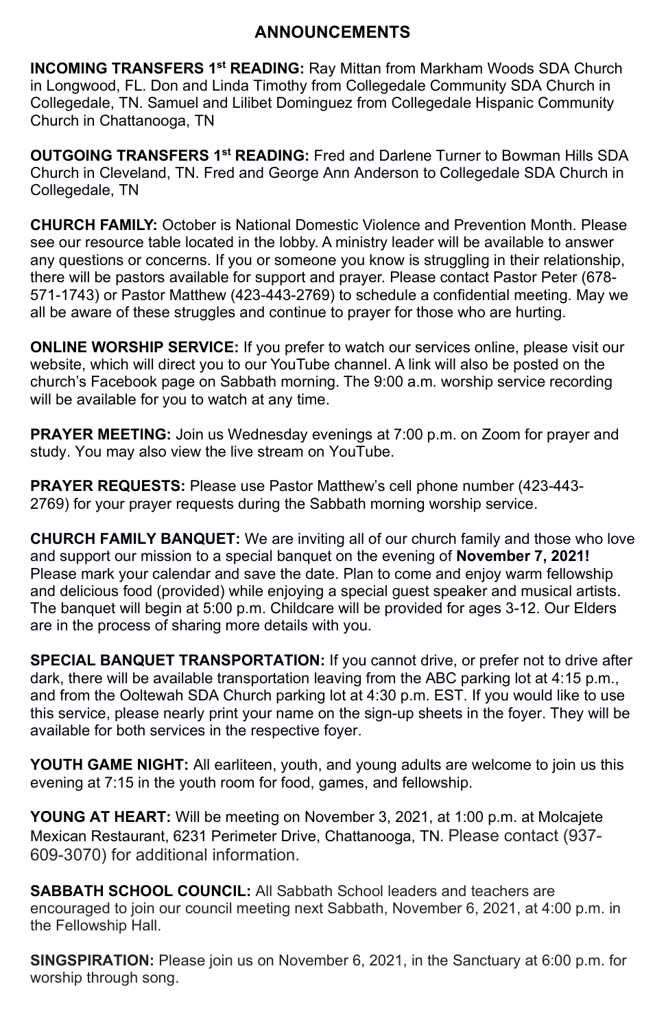## ANNOUNCEMENTS

**INCOMING TRANSFERS 1st READING:** Ray Mittan from Markham Woods SDA Church in Longwood, FL. Don and Linda Timothy from Collegedale Community SDA Church in Collegedale, TN. Samuel and Lilibet Dominguez from Collegedale Hispanic Community Church in Chattanooga, TN

**OUTGOING TRANSFERS 1st READING:** Fred and Darlene Turner to Bowman Hills SDA Church in Cleveland, TN. Fred and George Ann Anderson to Collegedale SDA Church in Collegedale, TN

**CHURCH FAMILY:** October is National Domestic Violence and Prevention Month. Please see our resource table located in the lobby. A ministry leader will be available to answer any questions or concerns. If you or someone you know is struggling in their relationship, there will be pastors available for support and prayer. Please contact Pastor Peter (678-571-1743) or Pastor Matthew (423-443-2769) to schedule a confidential meeting. May we all be aware of these struggles and continue to prayer for those who are hurting.

**ONLINE WORSHIP SERVICE:** If you prefer to watch our services online, please visit our website, which will direct you to our YouTube channel. A link will also be posted on the church's Facebook page on Sabbath morning. The 9:00 a.m. worship service recording will be available for you to watch at any time.

**PRAYER MEETING:** Join us Wednesday evenings at 7:00 p.m. on Zoom for prayer and study. You may also view the live stream on YouTube.

**PRAYER REQUESTS:** Please use Pastor Matthew's cell phone number (423-443-2769) for your prayer requests during the Sabbath morning worship service.

**CHURCH FAMILY BANQUET:** We are inviting all of our church family and those who love and support our mission to a special banquet on the evening of **November 7, 2021!** Please mark your calendar and save the date. Plan to come and enjoy warm fellowship and delicious food (provided) while enjoying a special guest speaker and musical artists. The banquet will begin at 5:00 p.m. Childcare will be provided for ages 3-12. Our Elders are in the process of sharing more details with you.

**SPECIAL BANQUET TRANSPORTATION:** If you cannot drive, or prefer not to drive after dark, there will be available transportation leaving from the ABC parking lot at 4:15 p.m., and from the Ooltewah SDA Church parking lot at 4:30 p.m. EST. If you would like to use this service, please nearly print your name on the sign-up sheets in the foyer. They will be available for both services in the respective foyer.

**YOUTH GAME NIGHT:** All earliteen, youth, and young adults are welcome to join us this evening at 7:15 in the youth room for food, games, and fellowship.

**YOUNG AT HEART:** Will be meeting on November 3, 2021, at 1:00 p.m. at Molcajete Mexican Restaurant, 6231 Perimeter Drive, Chattanooga, TN. Please contact (937-609-3070) for additional information.

**SABBATH SCHOOL COUNCIL:** All Sabbath School leaders and teachers are encouraged to join our council meeting next Sabbath, November 6, 2021, at 4:00 p.m. in the Fellowship Hall.

**SINGSPIRATION:** Please join us on November 6, 2021, in the Sanctuary at 6:00 p.m. for worship through song.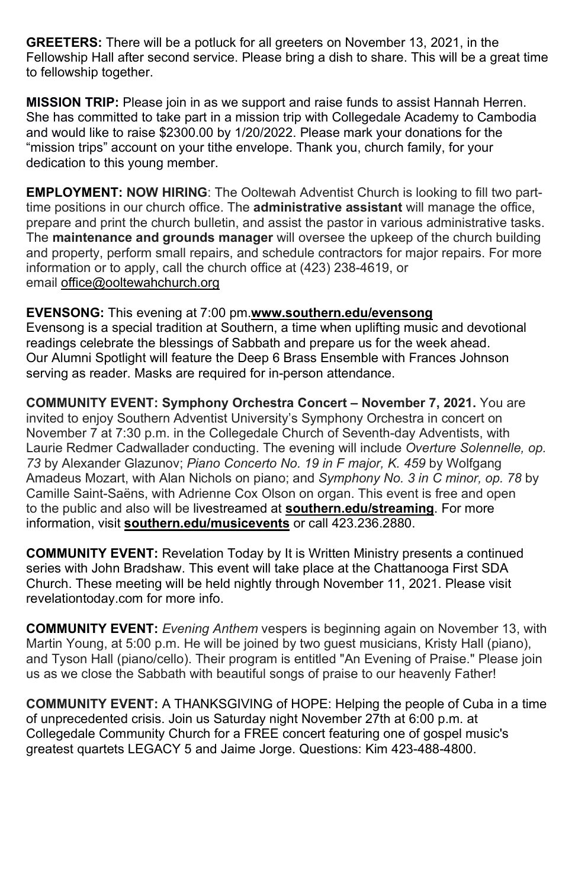**GREETERS:** There will be a potluck for all greeters on November 13, 2021, in the Fellowship Hall after second service. Please bring a dish to share. This will be a great time to fellowship together.

**MISSION TRIP:** Please join in as we support and raise funds to assist Hannah Herren. She has committed to take part in a mission trip with Collegedale Academy to Cambodia and would like to raise $2300.00 by 1/20/2022. Please mark your donations for the "mission trips" account on your tithe envelope. Thank you, church family, for your dedication to this young member.

**EMPLOYMENT: NOW HIRING**: The Ooltewah Adventist Church is looking to fill two part-time positions in our church office. The **administrative assistant** will manage the office, prepare and print the church bulletin, and assist the pastor in various administrative tasks. The **maintenance and grounds manager** will oversee the upkeep of the church building and property, perform small repairs, and schedule contractors for major repairs. For more information or to apply, call the church office at (423) 238-4619, or email office@ooltewahchurch.org

**EVENSONG:** This evening at 7:00 pm.**www.southern.edu/evensong**
Evensong is a special tradition at Southern, a time when uplifting music and devotional readings celebrate the blessings of Sabbath and prepare us for the week ahead. Our Alumni Spotlight will feature the Deep 6 Brass Ensemble with Frances Johnson serving as reader. Masks are required for in-person attendance.

**COMMUNITY EVENT: Symphony Orchestra Concert – November 7, 2021.** You are invited to enjoy Southern Adventist University's Symphony Orchestra in concert on November 7 at 7:30 p.m. in the Collegedale Church of Seventh-day Adventists, with Laurie Redmer Cadwallader conducting. The evening will include *Overture Solennelle, op. 73* by Alexander Glazunov; *Piano Concerto No. 19 in F major, K. 459* by Wolfgang Amadeus Mozart, with Alan Nichols on piano; and *Symphony No. 3 in C minor, op. 78* by Camille Saint-Saëns, with Adrienne Cox Olson on organ. This event is free and open to the public and also will be livestreamed at **southern.edu/streaming**. For more information, visit **southern.edu/musicevents** or call 423.236.2880.

**COMMUNITY EVENT:** Revelation Today by It is Written Ministry presents a continued series with John Bradshaw. This event will take place at the Chattanooga First SDA Church. These meeting will be held nightly through November 11, 2021. Please visit revelationtoday.com for more info.

**COMMUNITY EVENT:** *Evening Anthem* vespers is beginning again on November 13, with Martin Young, at 5:00 p.m. He will be joined by two guest musicians, Kristy Hall (piano), and Tyson Hall (piano/cello). Their program is entitled "An Evening of Praise." Please join us as we close the Sabbath with beautiful songs of praise to our heavenly Father!

**COMMUNITY EVENT:** A THANKSGIVING of HOPE: Helping the people of Cuba in a time of unprecedented crisis. Join us Saturday night November 27th at 6:00 p.m. at Collegedale Community Church for a FREE concert featuring one of gospel music's greatest quartets LEGACY 5 and Jaime Jorge. Questions: Kim 423-488-4800.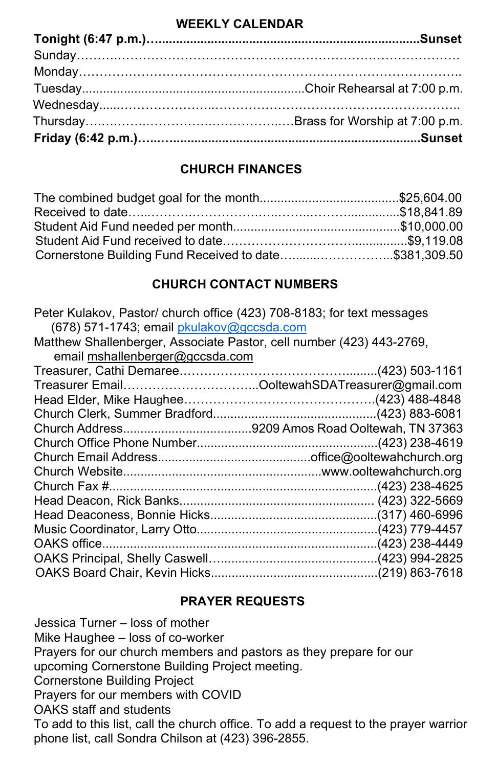## WEEKLY CALENDAR

**Tonight (6:47 p.m.)……………………………………………………………Sunset**
Sunday……………………………………………………………………………
Monday……………………………………………………………………………
Tuesday……………………………………………………Choir Rehearsal at 7:00 p.m.
Wednesday……………………………………………………………………………
Thursday……………………………………………Brass for Worship at 7:00 p.m.
**Friday (6:42 p.m.)………………………………………………………………Sunset**

## CHURCH FINANCES

The combined budget goal for the month……………………………$25,604.00
Received to date……………………………………………………$18,841.89
Student Aid Fund needed per month…………………………………$10,000.00
Student Aid Fund received to date…………………………………$9,119.08
Cornerstone Building Fund Received to date……………………$381,309.50

## CHURCH CONTACT NUMBERS

Peter Kulakov, Pastor/ church office (423) 708-8183; for text messages (678) 571-1743; email pkulakov@gccsda.com
Matthew Shallenberger, Associate Pastor, cell number (423) 443-2769, email mshallenberger@gccsda.com
Treasurer, Cathi Demaree……………………………………(423) 503-1161
Treasurer Email……………………………OoltewahSDATreasurer@gmail.com
Head Elder, Mike Haughee……………………………………(423) 488-4848
Church Clerk, Summer Bradford………………………………(423) 883-6081
Church Address……………………………9209 Amos Road Ooltewah, TN 37363
Church Office Phone Number…………………………………(423) 238-4619
Church Email Address…………………………………office@ooltewahchurch.org
Church Website…………………………………………www.ooltewahchurch.org
Church Fax #……………………………………………………(423) 238-4625
Head Deacon, Rick Banks………………………………………(423) 322-5669
Head Deaconess, Bonnie Hicks…………………………………(317) 460-6996
Music Coordinator, Larry Otto…………………………………(423) 779-4457
OAKS office……………………………………………………(423) 238-4449
OAKS Principal, Shelly Caswell…………………………………(423) 994-2825
OAKS Board Chair, Kevin Hicks…………………………………(219) 863-7618

## PRAYER REQUESTS

Jessica Turner – loss of mother
Mike Haughee – loss of co-worker
Prayers for our church members and pastors as they prepare for our upcoming Cornerstone Building Project meeting.
Cornerstone Building Project
Prayers for our members with COVID
OAKS staff and students
To add to this list, call the church office. To add a request to the prayer warrior phone list, call Sondra Chilson at (423) 396-2855.